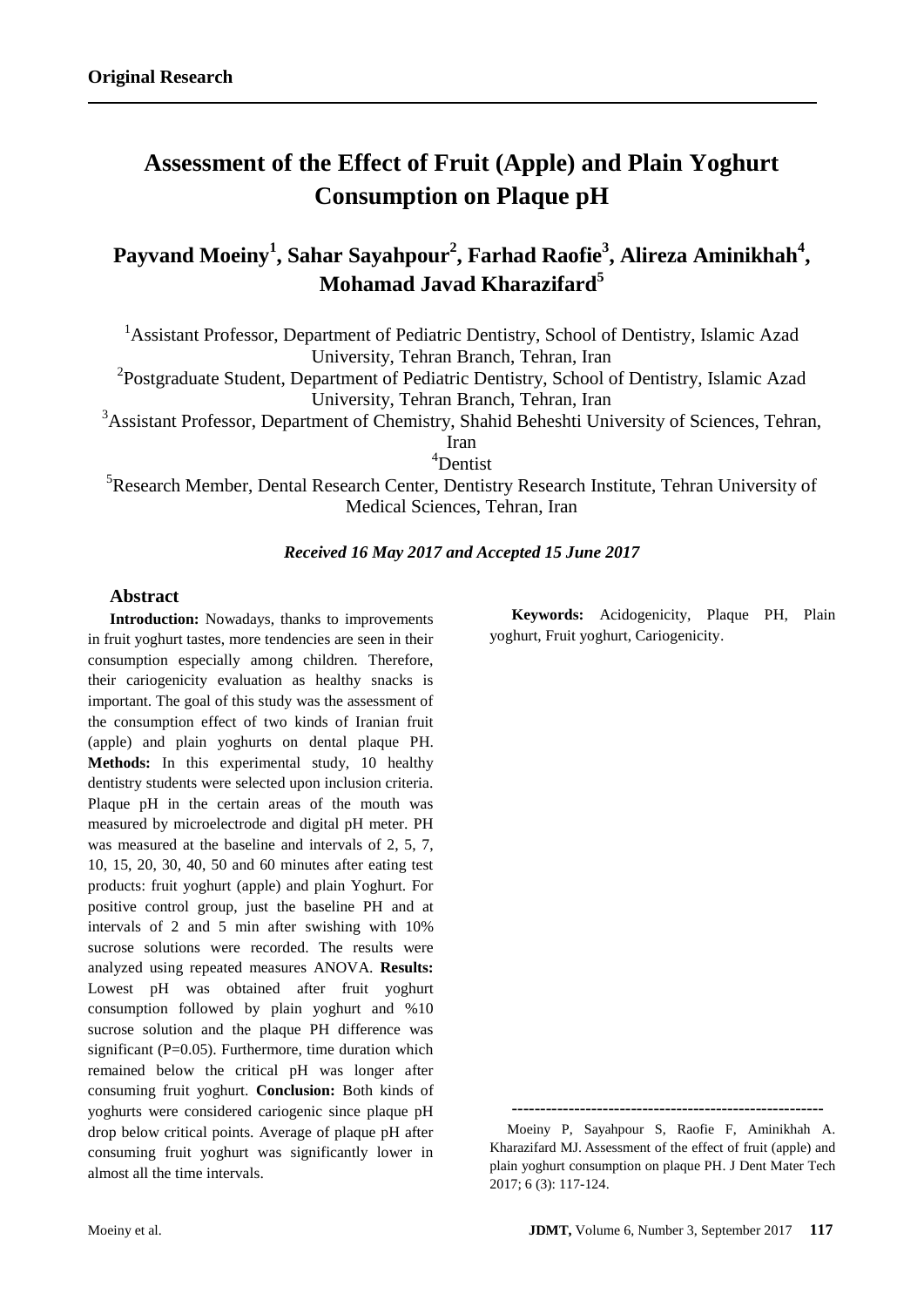**Original Research**

# Assessment of the Effect of Fruit (Apple) and Plain Yoghurt Consumption on Plaque pH

## Payvand Moeiny[1], Sahar Sayahpour[2], Farhad Raofie[3], Alireza Aminikhah[4], Mohamad Javad Kharazifard[5]

[1]Assistant Professor, Department of Pediatric Dentistry, School of Dentistry, Islamic Azad University, Tehran Branch, Tehran, Iran
[2]Postgraduate Student, Department of Pediatric Dentistry, School of Dentistry, Islamic Azad University, Tehran Branch, Tehran, Iran
[3]Assistant Professor, Department of Chemistry, Shahid Beheshti University of Sciences, Tehran, Iran
[4]Dentist
[5]Research Member, Dental Research Center, Dentistry Research Institute, Tehran University of Medical Sciences, Tehran, Iran

***Received 16 May 2017 and Accepted 15 June 2017***

### Abstract

**Introduction:** Nowadays, thanks to improvements in fruit yoghurt tastes, more tendencies are seen in their consumption especially among children. Therefore, their cariogenicity evaluation as healthy snacks is important. The goal of this study was the assessment of the consumption effect of two kinds of Iranian fruit (apple) and plain yoghurts on dental plaque PH. **Methods:** In this experimental study, 10 healthy dentistry students were selected upon inclusion criteria. Plaque pH in the certain areas of the mouth was measured by microelectrode and digital pH meter. PH was measured at the baseline and intervals of 2, 5, 7, 10, 15, 20, 30, 40, 50 and 60 minutes after eating test products: fruit yoghurt (apple) and plain Yoghurt. For positive control group, just the baseline PH and at intervals of 2 and 5 min after swishing with 10% sucrose solutions were recorded. The results were analyzed using repeated measures ANOVA. **Results:** Lowest pH was obtained after fruit yoghurt consumption followed by plain yoghurt and %10 sucrose solution and the plaque PH difference was significant (P=0.05). Furthermore, time duration which remained below the critical pH was longer after consuming fruit yoghurt. **Conclusion:** Both kinds of yoghurts were considered cariogenic since plaque pH drop below critical points. Average of plaque pH after consuming fruit yoghurt was significantly lower in almost all the time intervals.

**Keywords:** Acidogenicity, Plaque PH, Plain yoghurt, Fruit yoghurt, Cariogenicity.

---

Moeiny P, Sayahpour S, Raofie F, Aminikhah A. Kharazifard MJ. Assessment of the effect of fruit (apple) and plain yoghurt consumption on plaque PH. J Dent Mater Tech 2017; 6 (3): 117-124.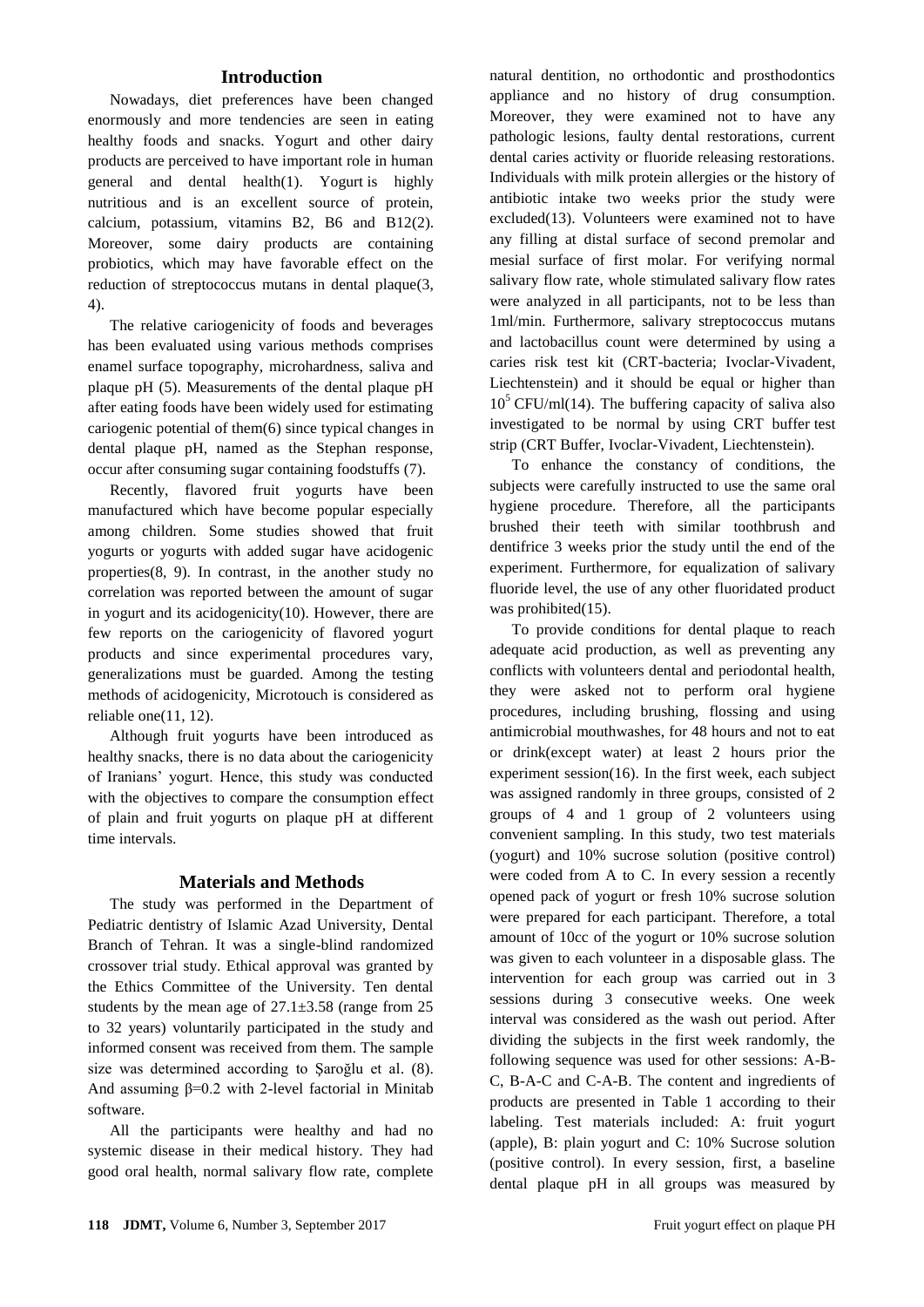## Introduction

Nowadays, diet preferences have been changed enormously and more tendencies are seen in eating healthy foods and snacks. Yogurt and other dairy products are perceived to have important role in human general and dental health(1). Yogurt is highly nutritious and is an excellent source of protein, calcium, potassium, vitamins B2, B6 and B12(2). Moreover, some dairy products are containing probiotics, which may have favorable effect on the reduction of streptococcus mutans in dental plaque(3, 4).

The relative cariogenicity of foods and beverages has been evaluated using various methods comprises enamel surface topography, microhardness, saliva and plaque pH (5). Measurements of the dental plaque pH after eating foods have been widely used for estimating cariogenic potential of them(6) since typical changes in dental plaque pH, named as the Stephan response, occur after consuming sugar containing foodstuffs (7).

Recently, flavored fruit yogurts have been manufactured which have become popular especially among children. Some studies showed that fruit yogurts or yogurts with added sugar have acidogenic properties(8, 9). In contrast, in the another study no correlation was reported between the amount of sugar in yogurt and its acidogenicity(10). However, there are few reports on the cariogenicity of flavored yogurt products and since experimental procedures vary, generalizations must be guarded. Among the testing methods of acidogenicity, Microtouch is considered as reliable one(11, 12).

Although fruit yogurts have been introduced as healthy snacks, there is no data about the cariogenicity of Iranians' yogurt. Hence, this study was conducted with the objectives to compare the consumption effect of plain and fruit yogurts on plaque pH at different time intervals.

## Materials and Methods

The study was performed in the Department of Pediatric dentistry of Islamic Azad University, Dental Branch of Tehran. It was a single-blind randomized crossover trial study. Ethical approval was granted by the Ethics Committee of the University. Ten dental students by the mean age of 27.1±3.58 (range from 25 to 32 years) voluntarily participated in the study and informed consent was received from them. The sample size was determined according to Şaroğlu et al. (8). And assuming $\beta$=0.2 with 2-level factorial in Minitab software.

All the participants were healthy and had no systemic disease in their medical history. They had good oral health, normal salivary flow rate, complete natural dentition, no orthodontic and prosthodontics appliance and no history of drug consumption. Moreover, they were examined not to have any pathologic lesions, faulty dental restorations, current dental caries activity or fluoride releasing restorations. Individuals with milk protein allergies or the history of antibiotic intake two weeks prior the study were excluded(13). Volunteers were examined not to have any filling at distal surface of second premolar and mesial surface of first molar. For verifying normal salivary flow rate, whole stimulated salivary flow rates were analyzed in all participants, not to be less than 1ml/min. Furthermore, salivary streptococcus mutans and lactobacillus count were determined by using a caries risk test kit (CRT-bacteria; Ivoclar-Vivadent, Liechtenstein) and it should be equal or higher than $10^5$ CFU/ml(14). The buffering capacity of saliva also investigated to be normal by using CRT buffer test strip (CRT Buffer, Ivoclar-Vivadent, Liechtenstein).

To enhance the constancy of conditions, the subjects were carefully instructed to use the same oral hygiene procedure. Therefore, all the participants brushed their teeth with similar toothbrush and dentifrice 3 weeks prior the study until the end of the experiment. Furthermore, for equalization of salivary fluoride level, the use of any other fluoridated product was prohibited(15).

To provide conditions for dental plaque to reach adequate acid production, as well as preventing any conflicts with volunteers dental and periodontal health, they were asked not to perform oral hygiene procedures, including brushing, flossing and using antimicrobial mouthwashes, for 48 hours and not to eat or drink(except water) at least 2 hours prior the experiment session(16). In the first week, each subject was assigned randomly in three groups, consisted of 2 groups of 4 and 1 group of 2 volunteers using convenient sampling. In this study, two test materials (yogurt) and 10% sucrose solution (positive control) were coded from A to C. In every session a recently opened pack of yogurt or fresh 10% sucrose solution were prepared for each participant. Therefore, a total amount of 10cc of the yogurt or 10% sucrose solution was given to each volunteer in a disposable glass. The intervention for each group was carried out in 3 sessions during 3 consecutive weeks. One week interval was considered as the wash out period. After dividing the subjects in the first week randomly, the following sequence was used for other sessions: A-B-C, B-A-C and C-A-B. The content and ingredients of products are presented in Table 1 according to their labeling. Test materials included: A: fruit yogurt (apple), B: plain yogurt and C: 10% Sucrose solution (positive control). In every session, first, a baseline dental plaque pH in all groups was measured by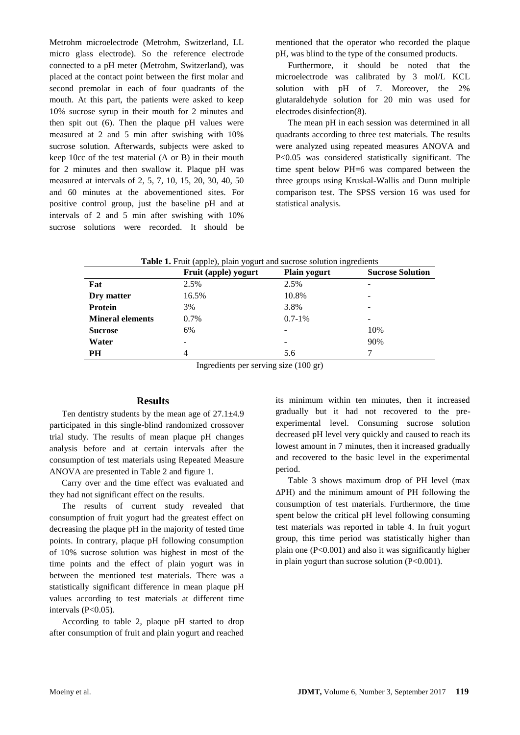Metrohm microelectrode (Metrohm, Switzerland, LL micro glass electrode). So the reference electrode connected to a pH meter (Metrohm, Switzerland), was placed at the contact point between the first molar and second premolar in each of four quadrants of the mouth. At this part, the patients were asked to keep 10% sucrose syrup in their mouth for 2 minutes and then spit out (6). Then the plaque pH values were measured at 2 and 5 min after swishing with 10% sucrose solution. Afterwards, subjects were asked to keep 10cc of the test material (A or B) in their mouth for 2 minutes and then swallow it. Plaque pH was measured at intervals of 2, 5, 7, 10, 15, 20, 30, 40, 50 and 60 minutes at the abovementioned sites. For positive control group, just the baseline pH and at intervals of 2 and 5 min after swishing with 10% sucrose solutions were recorded. It should be mentioned that the operator who recorded the plaque pH, was blind to the type of the consumed products.

Furthermore, it should be noted that the microelectrode was calibrated by 3 mol/L KCL solution with pH of 7. Moreover, the 2% glutaraldehyde solution for 20 min was used for electrodes disinfection(8).

The mean pH in each session was determined in all quadrants according to three test materials. The results were analyzed using repeated measures ANOVA and P<0.05 was considered statistically significant. The time spent below PH=6 was compared between the three groups using Kruskal-Wallis and Dunn multiple comparison test. The SPSS version 16 was used for statistical analysis.

**Table 1.** Fruit (apple), plain yogurt and sucrose solution ingredients

| | Fruit (apple) yogurt | Plain yogurt | Sucrose Solution |
|---|---|---|---|
| **Fat** | 2.5% | 2.5% | - |
| **Dry matter** | 16.5% | 10.8% | - |
| **Protein** | 3% | 3.8% | - |
| **Mineral elements** | 0.7% | 0.7-1% | - |
| **Sucrose** | 6% | - | 10% |
| **Water** | - | - | 90% |
| **PH** | 4 | 5.6 | 7 |

Ingredients per serving size (100 gr)

## Results

Ten dentistry students by the mean age of 27.1±4.9 participated in this single-blind randomized crossover trial study. The results of mean plaque pH changes analysis before and at certain intervals after the consumption of test materials using Repeated Measure ANOVA are presented in Table 2 and figure 1.

Carry over and the time effect was evaluated and they had not significant effect on the results.

The results of current study revealed that consumption of fruit yogurt had the greatest effect on decreasing the plaque pH in the majority of tested time points. In contrary, plaque pH following consumption of 10% sucrose solution was highest in most of the time points and the effect of plain yogurt was in between the mentioned test materials. There was a statistically significant difference in mean plaque pH values according to test materials at different time intervals (P<0.05).

According to table 2, plaque pH started to drop after consumption of fruit and plain yogurt and reached its minimum within ten minutes, then it increased gradually but it had not recovered to the pre-experimental level. Consuming sucrose solution decreased pH level very quickly and caused to reach its lowest amount in 7 minutes, then it increased gradually and recovered to the basic level in the experimental period.

Table 3 shows maximum drop of PH level (max ∆PH) and the minimum amount of PH following the consumption of test materials. Furthermore, the time spent below the critical pH level following consuming test materials was reported in table 4. In fruit yogurt group, this time period was statistically higher than plain one (P<0.001) and also it was significantly higher in plain yogurt than sucrose solution (P<0.001).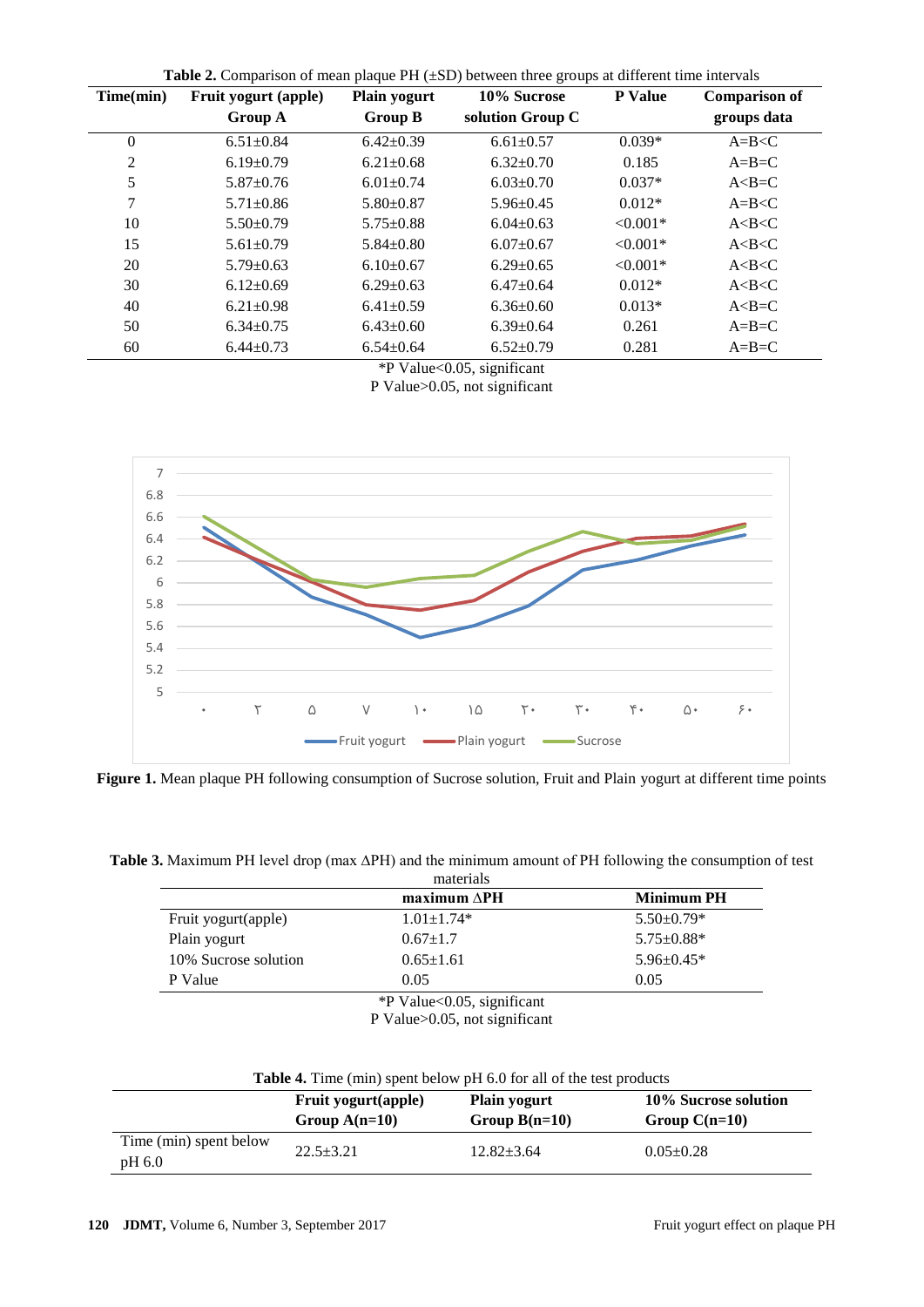**Table 2.** Comparison of mean plaque PH (±SD) between three groups at different time intervals

| Time(min) | Fruit yogurt (apple) Group A | Plain yogurt Group B | 10% Sucrose solution Group C | P Value | Comparison of groups data |
|---|---|---|---|---|---|
| 0 | 6.51±0.84 | 6.42±0.39 | 6.61±0.57 | 0.039* | A=B<C |
| 2 | 6.19±0.79 | 6.21±0.68 | 6.32±0.70 | 0.185 | A=B=C |
| 5 | 5.87±0.76 | 6.01±0.74 | 6.03±0.70 | 0.037* | A<B=C |
| 7 | 5.71±0.86 | 5.80±0.87 | 5.96±0.45 | 0.012* | A=B<C |
| 10 | 5.50±0.79 | 5.75±0.88 | 6.04±0.63 | <0.001* | A<B<C |
| 15 | 5.61±0.79 | 5.84±0.80 | 6.07±0.67 | <0.001* | A<B<C |
| 20 | 5.79±0.63 | 6.10±0.67 | 6.29±0.65 | <0.001* | A<B<C |
| 30 | 6.12±0.69 | 6.29±0.63 | 6.47±0.64 | 0.012* | A<B<C |
| 40 | 6.21±0.98 | 6.41±0.59 | 6.36±0.60 | 0.013* | A<B=C |
| 50 | 6.34±0.75 | 6.43±0.60 | 6.39±0.64 | 0.261 | A=B=C |
| 60 | 6.44±0.73 | 6.54±0.64 | 6.52±0.79 | 0.281 | A=B=C |

*P Value<0.05, significant
P Value>0.05, not significant

**Figure 1.** Mean plaque PH following consumption of Sucrose solution, Fruit and Plain yogurt at different time points

**Table 3.** Maximum PH level drop (max ΔPH) and the minimum amount of PH following the consumption of test materials

| | maximum ΔPH | Minimum PH |
|---|---|---|
| Fruit yogurt(apple) | 1.01±1.74* | 5.50±0.79* |
| Plain yogurt | 0.67±1.7 | 5.75±0.88* |
| 10% Sucrose solution | 0.65±1.61 | 5.96±0.45* |
| P Value | 0.05 | 0.05 |

*P Value<0.05, significant
P Value>0.05, not significant

**Table 4.** Time (min) spent below pH 6.0 for all of the test products

| | Fruit yogurt(apple) Group A(n=10) | Plain yogurt Group B(n=10) | 10% Sucrose solution Group C(n=10) |
|---|---|---|---|
| Time (min) spent below pH 6.0 | 22.5±3.21 | 12.82±3.64 | 0.05±0.28 |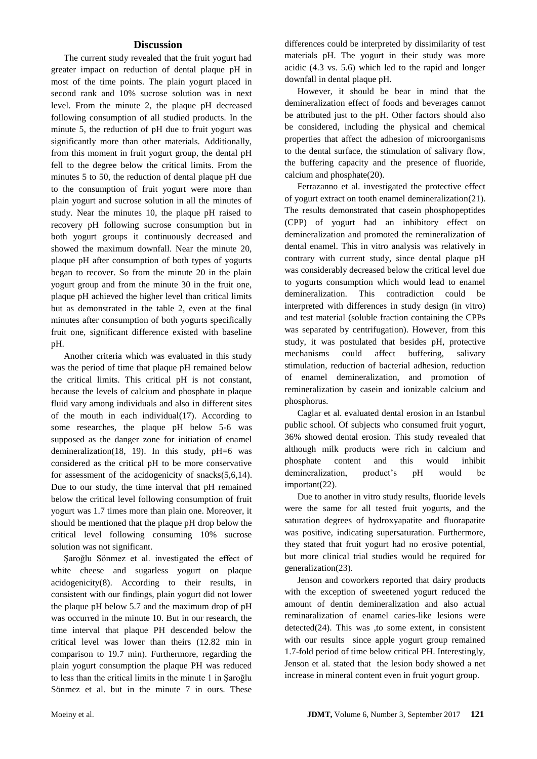## Discussion

The current study revealed that the fruit yogurt had greater impact on reduction of dental plaque pH in most of the time points. The plain yogurt placed in second rank and 10% sucrose solution was in next level. From the minute 2, the plaque pH decreased following consumption of all studied products. In the minute 5, the reduction of pH due to fruit yogurt was significantly more than other materials. Additionally, from this moment in fruit yogurt group, the dental pH fell to the degree below the critical limits. From the minutes 5 to 50, the reduction of dental plaque pH due to the consumption of fruit yogurt were more than plain yogurt and sucrose solution in all the minutes of study. Near the minutes 10, the plaque pH raised to recovery pH following sucrose consumption but in both yogurt groups it continuously decreased and showed the maximum downfall. Near the minute 20, plaque pH after consumption of both types of yogurts began to recover. So from the minute 20 in the plain yogurt group and from the minute 30 in the fruit one, plaque pH achieved the higher level than critical limits but as demonstrated in the table 2, even at the final minutes after consumption of both yogurts specifically fruit one, significant difference existed with baseline pH.

Another criteria which was evaluated in this study was the period of time that plaque pH remained below the critical limits. This critical pH is not constant, because the levels of calcium and phosphate in plaque fluid vary among individuals and also in different sites of the mouth in each individual(17). According to some researches, the plaque pH below 5-6 was supposed as the danger zone for initiation of enamel demineralization(18, 19). In this study, pH=6 was considered as the critical pH to be more conservative for assessment of the acidogenicity of snacks(5,6,14). Due to our study, the time interval that pH remained below the critical level following consumption of fruit yogurt was 1.7 times more than plain one. Moreover, it should be mentioned that the plaque pH drop below the critical level following consuming 10% sucrose solution was not significant.

Şaroğlu Sönmez et al. investigated the effect of white cheese and sugarless yogurt on plaque acidogenicity(8). According to their results, in consistent with our findings, plain yogurt did not lower the plaque pH below 5.7 and the maximum drop of pH was occurred in the minute 10. But in our research, the time interval that plaque PH descended below the critical level was lower than theirs (12.82 min in comparison to 19.7 min). Furthermore, regarding the plain yogurt consumption the plaque PH was reduced to less than the critical limits in the minute 1 in Şaroğlu Sönmez et al. but in the minute 7 in ours. These differences could be interpreted by dissimilarity of test materials pH. The yogurt in their study was more acidic (4.3 vs. 5.6) which led to the rapid and longer downfall in dental plaque pH.

However, it should be bear in mind that the demineralization effect of foods and beverages cannot be attributed just to the pH. Other factors should also be considered, including the physical and chemical properties that affect the adhesion of microorganisms to the dental surface, the stimulation of salivary flow, the buffering capacity and the presence of fluoride, calcium and phosphate(20).

Ferrazanno et al. investigated the protective effect of yogurt extract on tooth enamel demineralization(21). The results demonstrated that casein phosphopeptides (CPP) of yogurt had an inhibitory effect on demineralization and promoted the remineralization of dental enamel. This in vitro analysis was relatively in contrary with current study, since dental plaque pH was considerably decreased below the critical level due to yogurts consumption which would lead to enamel demineralization. This contradiction could be interpreted with differences in study design (in vitro) and test material (soluble fraction containing the CPPs was separated by centrifugation). However, from this study, it was postulated that besides pH, protective mechanisms could affect buffering, salivary stimulation, reduction of bacterial adhesion, reduction of enamel demineralization, and promotion of remineralization by casein and ionizable calcium and phosphorus.

Caglar et al. evaluated dental erosion in an Istanbul public school. Of subjects who consumed fruit yogurt, 36% showed dental erosion. This study revealed that although milk products were rich in calcium and phosphate content and this would inhibit demineralization, product's pH would be important(22).

Due to another in vitro study results, fluoride levels were the same for all tested fruit yogurts, and the saturation degrees of hydroxyapatite and fluorapatite was positive, indicating supersaturation. Furthermore, they stated that fruit yogurt had no erosive potential, but more clinical trial studies would be required for generalization(23).

Jenson and coworkers reported that dairy products with the exception of sweetened yogurt reduced the amount of dentin demineralization and also actual reminaralization of enamel caries-like lesions were detected(24). This was ,to some extent, in consistent with our results since apple yogurt group remained 1.7-fold period of time below critical PH. Interestingly, Jenson et al. stated that the lesion body showed a net increase in mineral content even in fruit yogurt group.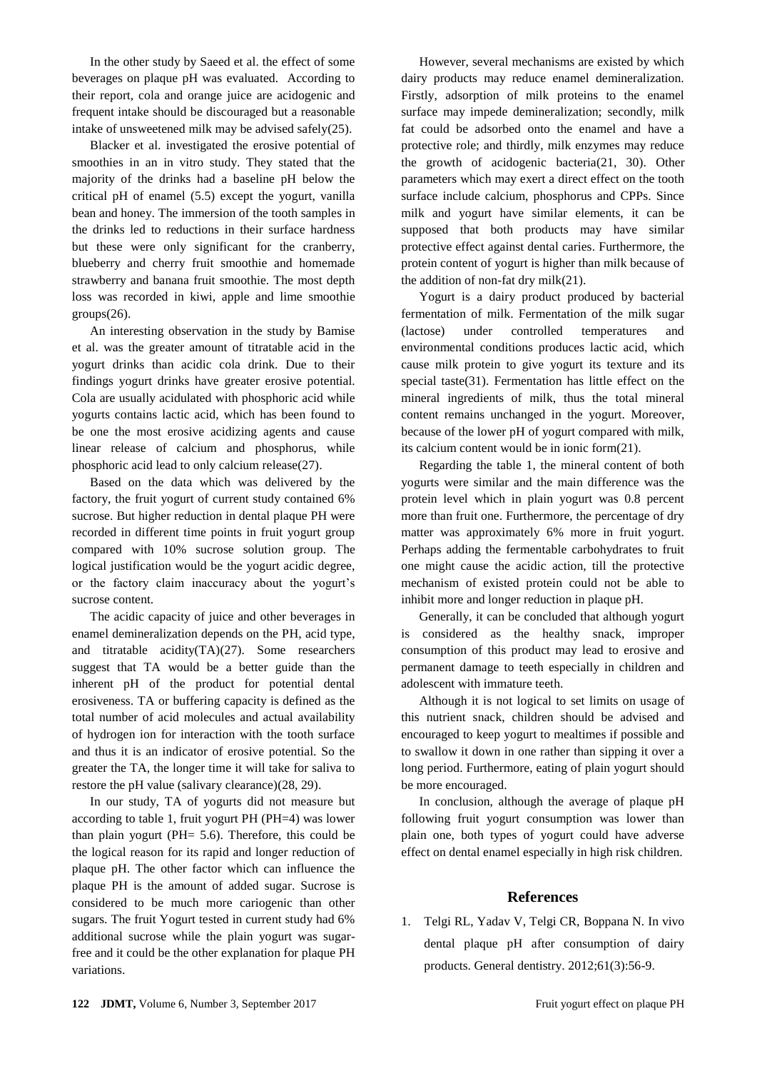In the other study by Saeed et al. the effect of some beverages on plaque pH was evaluated. According to their report, cola and orange juice are acidogenic and frequent intake should be discouraged but a reasonable intake of unsweetened milk may be advised safely(25).

Blacker et al. investigated the erosive potential of smoothies in an in vitro study. They stated that the majority of the drinks had a baseline pH below the critical pH of enamel (5.5) except the yogurt, vanilla bean and honey. The immersion of the tooth samples in the drinks led to reductions in their surface hardness but these were only significant for the cranberry, blueberry and cherry fruit smoothie and homemade strawberry and banana fruit smoothie. The most depth loss was recorded in kiwi, apple and lime smoothie groups(26).

An interesting observation in the study by Bamise et al. was the greater amount of titratable acid in the yogurt drinks than acidic cola drink. Due to their findings yogurt drinks have greater erosive potential. Cola are usually acidulated with phosphoric acid while yogurts contains lactic acid, which has been found to be one the most erosive acidizing agents and cause linear release of calcium and phosphorus, while phosphoric acid lead to only calcium release(27).

Based on the data which was delivered by the factory, the fruit yogurt of current study contained 6% sucrose. But higher reduction in dental plaque PH were recorded in different time points in fruit yogurt group compared with 10% sucrose solution group. The logical justification would be the yogurt acidic degree, or the factory claim inaccuracy about the yogurt's sucrose content.

The acidic capacity of juice and other beverages in enamel demineralization depends on the PH, acid type, and titratable acidity(TA)(27). Some researchers suggest that TA would be a better guide than the inherent pH of the product for potential dental erosiveness. TA or buffering capacity is defined as the total number of acid molecules and actual availability of hydrogen ion for interaction with the tooth surface and thus it is an indicator of erosive potential. So the greater the TA, the longer time it will take for saliva to restore the pH value (salivary clearance)(28, 29).

In our study, TA of yogurts did not measure but according to table 1, fruit yogurt PH (PH=4) was lower than plain yogurt (PH= 5.6). Therefore, this could be the logical reason for its rapid and longer reduction of plaque pH. The other factor which can influence the plaque PH is the amount of added sugar. Sucrose is considered to be much more cariogenic than other sugars. The fruit Yogurt tested in current study had 6% additional sucrose while the plain yogurt was sugar-free and it could be the other explanation for plaque PH variations.

However, several mechanisms are existed by which dairy products may reduce enamel demineralization. Firstly, adsorption of milk proteins to the enamel surface may impede demineralization; secondly, milk fat could be adsorbed onto the enamel and have a protective role; and thirdly, milk enzymes may reduce the growth of acidogenic bacteria(21, 30). Other parameters which may exert a direct effect on the tooth surface include calcium, phosphorus and CPPs. Since milk and yogurt have similar elements, it can be supposed that both products may have similar protective effect against dental caries. Furthermore, the protein content of yogurt is higher than milk because of the addition of non-fat dry milk(21).

Yogurt is a dairy product produced by bacterial fermentation of milk. Fermentation of the milk sugar (lactose) under controlled temperatures and environmental conditions produces lactic acid, which cause milk protein to give yogurt its texture and its special taste(31). Fermentation has little effect on the mineral ingredients of milk, thus the total mineral content remains unchanged in the yogurt. Moreover, because of the lower pH of yogurt compared with milk, its calcium content would be in ionic form(21).

Regarding the table 1, the mineral content of both yogurts were similar and the main difference was the protein level which in plain yogurt was 0.8 percent more than fruit one. Furthermore, the percentage of dry matter was approximately 6% more in fruit yogurt. Perhaps adding the fermentable carbohydrates to fruit one might cause the acidic action, till the protective mechanism of existed protein could not be able to inhibit more and longer reduction in plaque pH.

Generally, it can be concluded that although yogurt is considered as the healthy snack, improper consumption of this product may lead to erosive and permanent damage to teeth especially in children and adolescent with immature teeth.

Although it is not logical to set limits on usage of this nutrient snack, children should be advised and encouraged to keep yogurt to mealtimes if possible and to swallow it down in one rather than sipping it over a long period. Furthermore, eating of plain yogurt should be more encouraged.

In conclusion, although the average of plaque pH following fruit yogurt consumption was lower than plain one, both types of yogurt could have adverse effect on dental enamel especially in high risk children.

## References

1. Telgi RL, Yadav V, Telgi CR, Boppana N. In vivo dental plaque pH after consumption of dairy products. General dentistry. 2012;61(3):56-9.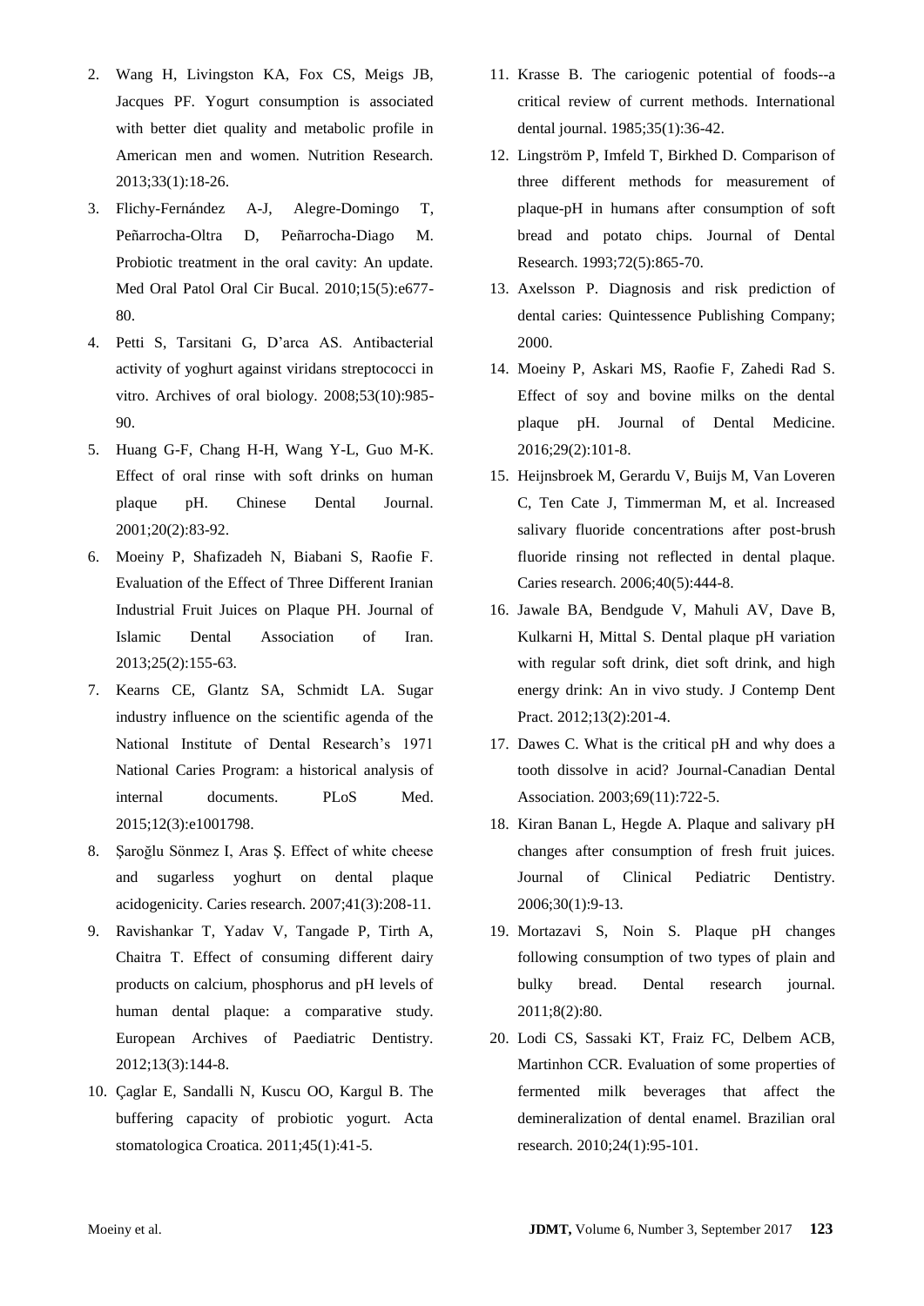2. Wang H, Livingston KA, Fox CS, Meigs JB, Jacques PF. Yogurt consumption is associated with better diet quality and metabolic profile in American men and women. Nutrition Research. 2013;33(1):18-26.
3. Flichy-Fernández A-J, Alegre-Domingo T, Peñarrocha-Oltra D, Peñarrocha-Diago M. Probiotic treatment in the oral cavity: An update. Med Oral Patol Oral Cir Bucal. 2010;15(5):e677-80.
4. Petti S, Tarsitani G, D'arca AS. Antibacterial activity of yoghurt against viridans streptococci in vitro. Archives of oral biology. 2008;53(10):985-90.
5. Huang G-F, Chang H-H, Wang Y-L, Guo M-K. Effect of oral rinse with soft drinks on human plaque pH. Chinese Dental Journal. 2001;20(2):83-92.
6. Moeiny P, Shafizadeh N, Biabani S, Raofie F. Evaluation of the Effect of Three Different Iranian Industrial Fruit Juices on Plaque PH. Journal of Islamic Dental Association of Iran. 2013;25(2):155-63.
7. Kearns CE, Glantz SA, Schmidt LA. Sugar industry influence on the scientific agenda of the National Institute of Dental Research's 1971 National Caries Program: a historical analysis of internal documents. PLoS Med. 2015;12(3):e1001798.
8. Şaroğlu Sönmez I, Aras Ş. Effect of white cheese and sugarless yoghurt on dental plaque acidogenicity. Caries research. 2007;41(3):208-11.
9. Ravishankar T, Yadav V, Tangade P, Tirth A, Chaitra T. Effect of consuming different dairy products on calcium, phosphorus and pH levels of human dental plaque: a comparative study. European Archives of Paediatric Dentistry. 2012;13(3):144-8.
10. Çaglar E, Sandalli N, Kuscu OO, Kargul B. The buffering capacity of probiotic yogurt. Acta stomatologica Croatica. 2011;45(1):41-5.
11. Krasse B. The cariogenic potential of foods--a critical review of current methods. International dental journal. 1985;35(1):36-42.
12. Lingström P, Imfeld T, Birkhed D. Comparison of three different methods for measurement of plaque-pH in humans after consumption of soft bread and potato chips. Journal of Dental Research. 1993;72(5):865-70.
13. Axelsson P. Diagnosis and risk prediction of dental caries: Quintessence Publishing Company; 2000.
14. Moeiny P, Askari MS, Raofie F, Zahedi Rad S. Effect of soy and bovine milks on the dental plaque pH. Journal of Dental Medicine. 2016;29(2):101-8.
15. Heijnsbroek M, Gerardu V, Buijs M, Van Loveren C, Ten Cate J, Timmerman M, et al. Increased salivary fluoride concentrations after post-brush fluoride rinsing not reflected in dental plaque. Caries research. 2006;40(5):444-8.
16. Jawale BA, Bendgude V, Mahuli AV, Dave B, Kulkarni H, Mittal S. Dental plaque pH variation with regular soft drink, diet soft drink, and high energy drink: An in vivo study. J Contemp Dent Pract. 2012;13(2):201-4.
17. Dawes C. What is the critical pH and why does a tooth dissolve in acid? Journal-Canadian Dental Association. 2003;69(11):722-5.
18. Kiran Banan L, Hegde A. Plaque and salivary pH changes after consumption of fresh fruit juices. Journal of Clinical Pediatric Dentistry. 2006;30(1):9-13.
19. Mortazavi S, Noin S. Plaque pH changes following consumption of two types of plain and bulky bread. Dental research journal. 2011;8(2):80.
20. Lodi CS, Sassaki KT, Fraiz FC, Delbem ACB, Martinhon CCR. Evaluation of some properties of fermented milk beverages that affect the demineralization of dental enamel. Brazilian oral research. 2010;24(1):95-101.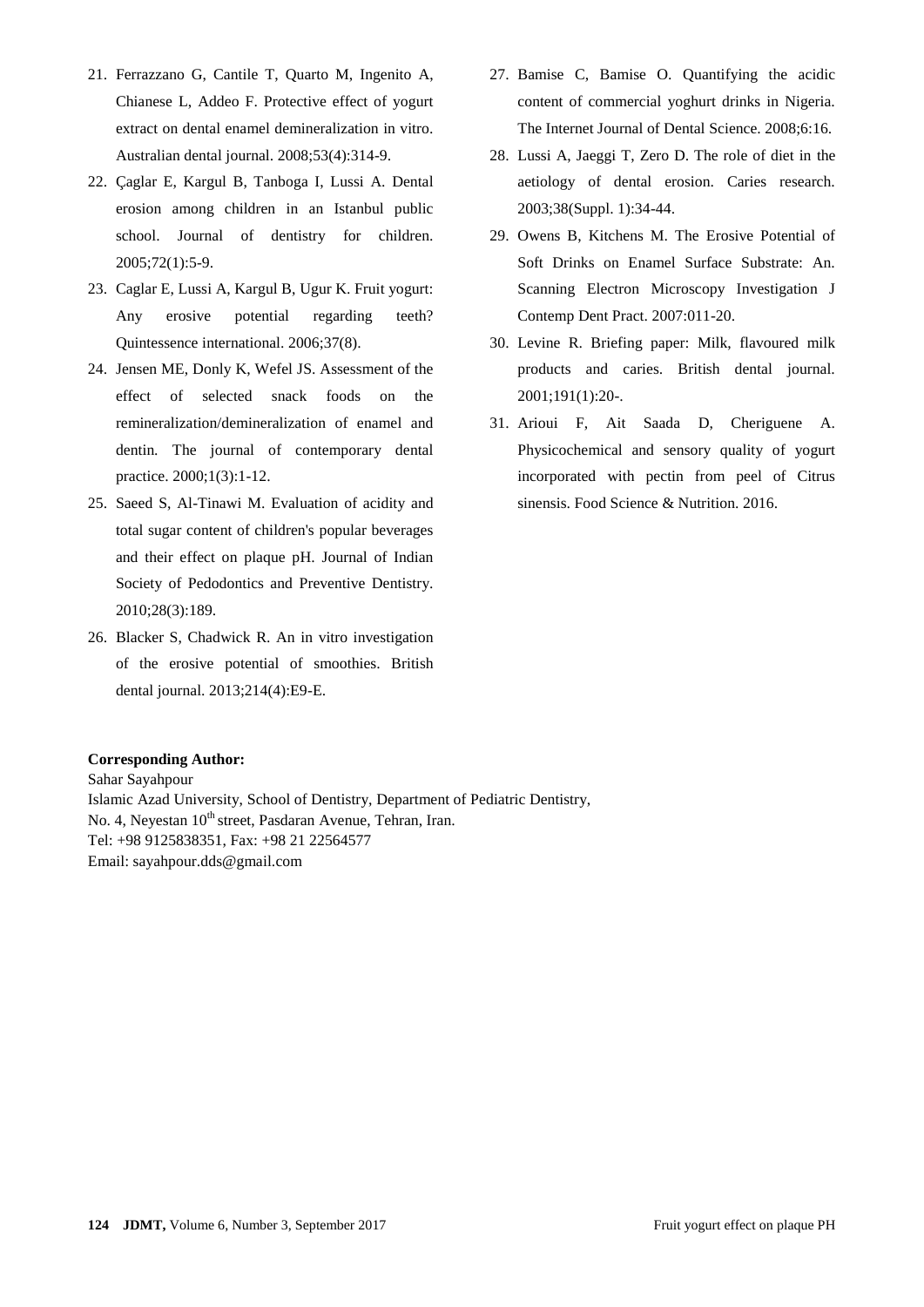21. Ferrazzano G, Cantile T, Quarto M, Ingenito A, Chianese L, Addeo F. Protective effect of yogurt extract on dental enamel demineralization in vitro. Australian dental journal. 2008;53(4):314-9.
22. Çaglar E, Kargul B, Tanboga I, Lussi A. Dental erosion among children in an Istanbul public school. Journal of dentistry for children. 2005;72(1):5-9.
23. Caglar E, Lussi A, Kargul B, Ugur K. Fruit yogurt: Any erosive potential regarding teeth? Quintessence international. 2006;37(8).
24. Jensen ME, Donly K, Wefel JS. Assessment of the effect of selected snack foods on the remineralization/demineralization of enamel and dentin. The journal of contemporary dental practice. 2000;1(3):1-12.
25. Saeed S, Al-Tinawi M. Evaluation of acidity and total sugar content of children's popular beverages and their effect on plaque pH. Journal of Indian Society of Pedodontics and Preventive Dentistry. 2010;28(3):189.
26. Blacker S, Chadwick R. An in vitro investigation of the erosive potential of smoothies. British dental journal. 2013;214(4):E9-E.
27. Bamise C, Bamise O. Quantifying the acidic content of commercial yoghurt drinks in Nigeria. The Internet Journal of Dental Science. 2008;6:16.
28. Lussi A, Jaeggi T, Zero D. The role of diet in the aetiology of dental erosion. Caries research. 2003;38(Suppl. 1):34-44.
29. Owens B, Kitchens M. The Erosive Potential of Soft Drinks on Enamel Surface Substrate: An. Scanning Electron Microscopy Investigation J Contemp Dent Pract. 2007:011-20.
30. Levine R. Briefing paper: Milk, flavoured milk products and caries. British dental journal. 2001;191(1):20-.
31. Arioui F, Ait Saada D, Cheriguene A. Physicochemical and sensory quality of yogurt incorporated with pectin from peel of Citrus sinensis. Food Science & Nutrition. 2016.

**Corresponding Author:**
Sahar Sayahpour
Islamic Azad University, School of Dentistry, Department of Pediatric Dentistry,
No. 4, Neyestan 10th street, Pasdaran Avenue, Tehran, Iran.
Tel: +98 9125838351, Fax: +98 21 22564577
Email: sayahpour.dds@gmail.com